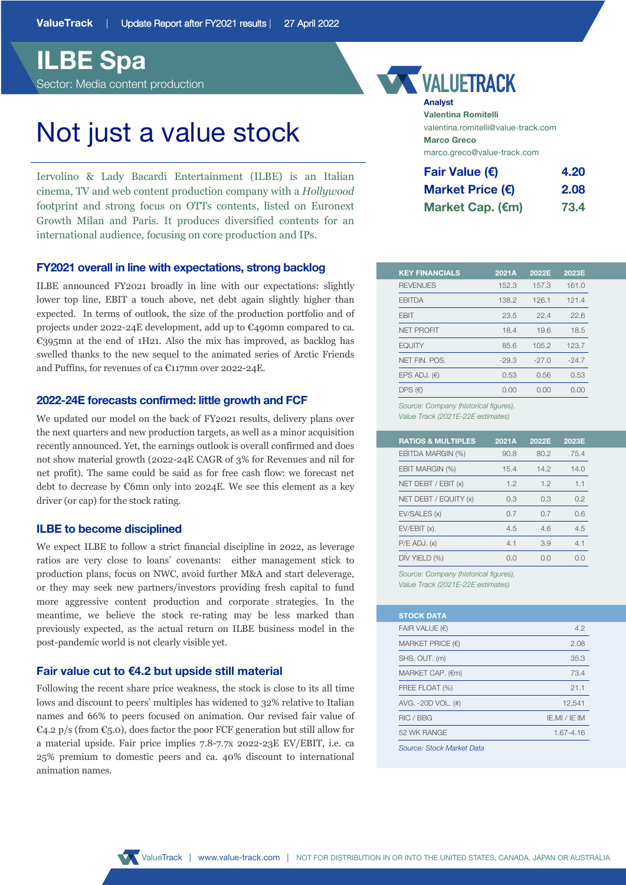ValueTrack | Update Report after FY2021 results | 27 April 2022

# ILBE Spa

Sector: Media content production

## Not just a value stock

Iervolino & Lady Bacardi Entertainment (ILBE) is an Italian cinema, TV and web content production company with a *Hollywood* footprint and strong focus on OTTs contents, listed on Euronext Growth Milan and Paris. It produces diversified contents for an international audience, focusing on core production and IPs.

**Analyst**
**Valentina Romitelli**
valentina.romitelli@value-track.com
**Marco Greco**
marco.greco@value-track.com

| | |
|---|---|
| **Fair Value (€)** | **4.20** |
| **Market Price (€)** | **2.08** |
| **Market Cap. (€m)** | **73.4** |

### FY2021 overall in line with expectations, strong backlog

ILBE announced FY2021 broadly in line with our expectations: slightly lower top line, EBIT a touch above, net debt again slightly higher than expected. In terms of outlook, the size of the production portfolio and of projects under 2022-24E development, add up to €490mn compared to ca. €395mn at the end of 1H21. Also the mix has improved, as backlog has swelled thanks to the new sequel to the animated series of Arctic Friends and Puffins, for revenues of ca €117mn over 2022-24E.

### 2022-24E forecasts confirmed: little growth and FCF

We updated our model on the back of FY2021 results, delivery plans over the next quarters and new production targets, as well as a minor acquisition recently announced. Yet, the earnings outlook is overall confirmed and does not show material growth (2022-24E CAGR of 3% for Revenues and nil for net profit). The same could be said as for free cash flow: we forecast net debt to decrease by €6mn only into 2024E. We see this element as a key driver (or cap) for the stock rating.

### ILBE to become disciplined

We expect ILBE to follow a strict financial discipline in 2022, as leverage ratios are very close to loans' covenants: either management stick to production plans, focus on NWC, avoid further M&A and start deleverage, or they may seek new partners/investors providing fresh capital to fund more aggressive content production and corporate strategies. In the meantime, we believe the stock re-rating may be less marked than previously expected, as the actual return on ILBE business model in the post-pandemic world is not clearly visible yet.

### Fair value cut to €4.2 but upside still material

Following the recent share price weakness, the stock is close to its all time lows and discount to peers' multiples has widened to 32% relative to Italian names and 66% to peers focused on animation. Our revised fair value of €4.2 p/s (from €5.0), does factor the poor FCF generation but still allow for a material upside. Fair price implies 7.8-7.7x 2022-23E EV/EBIT, i.e. ca 25% premium to domestic peers and ca. 40% discount to international animation names.

| KEY FINANCIALS | 2021A | 2022E | 2023E |
|---|---|---|---|
| REVENUES | 152.3 | 157.3 | 161.0 |
| EBITDA | 138.2 | 126.1 | 121.4 |
| EBIT | 23.5 | 22.4 | 22.6 |
| NET PROFIT | 18.4 | 19.6 | 18.5 |
| EQUITY | 85.6 | 105.2 | 123.7 |
| NET FIN. POS. | -29.3 | -27.0 | -24.7 |
| EPS ADJ. (€) | 0.53 | 0.56 | 0.53 |
| DPS (€) | 0.00 | 0.00 | 0.00 |

*Source: Company (historical figures), Value Track (2021E-22E estimates)*

| RATIOS & MULTIPLES | 2021A | 2022E | 2023E |
|---|---|---|---|
| EBITDA MARGIN (%) | 90.8 | 80.2 | 75.4 |
| EBIT MARGIN (%) | 15.4 | 14.2 | 14.0 |
| NET DEBT / EBIT (x) | 1.2 | 1.2 | 1.1 |
| NET DEBT / EQUITY (x) | 0.3 | 0.3 | 0.2 |
| EV/SALES (x) | 0.7 | 0.7 | 0.6 |
| EV/EBIT (x). | 4.5 | 4.6 | 4.5 |
| P/E ADJ. (x) | 4.1 | 3.9 | 4.1 |
| DIV YIELD (%) | 0.0 | 0.0 | 0.0 |

*Source: Company (historical figures), Value Track (2021E-22E estimates)*

| STOCK DATA | |
|---|---|
| FAIR VALUE (€) | 4.2 |
| MARKET PRICE (€) | 2.08 |
| SHS. OUT. (m) | 35.3 |
| MARKET CAP. (€m) | 73.4 |
| FREE FLOAT (%) | 21.1 |
| AVG. -20D VOL. (#) | 12,541 |
| RIC / BBG | IE.MI / IE IM |
| 52 WK RANGE | 1.67-4.16 |

*Source: Stock Market Data*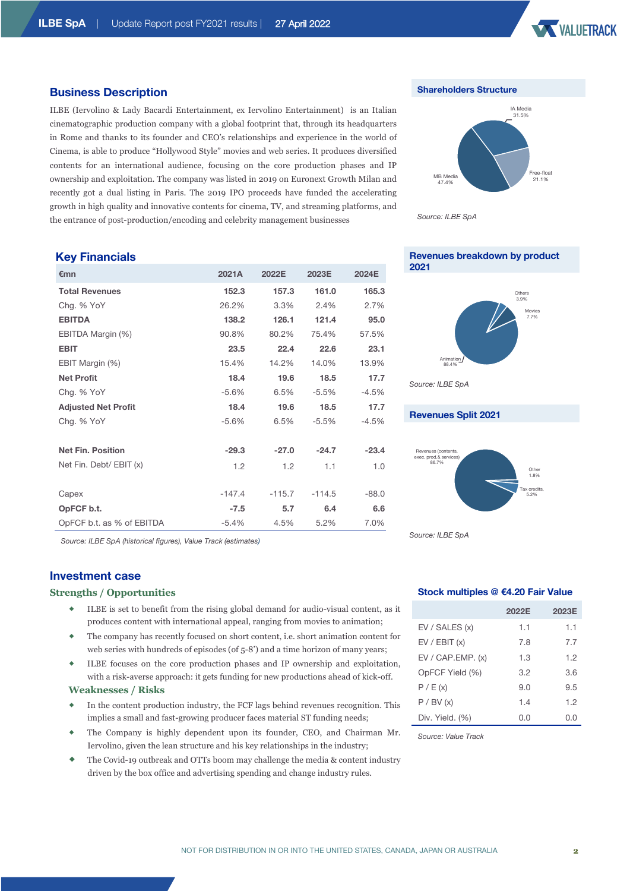## Business Description

ILBE (Iervolino & Lady Bacardi Entertainment, ex Iervolino Entertainment) is an Italian cinematographic production company with a global footprint that, through its headquarters in Rome and thanks to its founder and CEO's relationships and experience in the world of Cinema, is able to produce "Hollywood Style" movies and web series. It produces diversified contents for an international audience, focusing on the core production phases and IP ownership and exploitation. The company was listed in 2019 on Euronext Growth Milan and recently got a dual listing in Paris. The 2019 IPO proceeds have funded the accelerating growth in high quality and innovative contents for cinema, TV, and streaming platforms, and the entrance of post-production/encoding and celebrity management businesses

## Shareholders Structure

- IA Media 31.5%
- MB Media 47.4%
- Free-float 21.1%

*Source: ILBE SpA*

## Key Financials

| €mn | 2021A | 2022E | 2023E | 2024E |
|---|---|---|---|---|
| **Total Revenues** | **152.3** | **157.3** | **161.0** | **165.3** |
| Chg. % YoY | 26.2% | 3.3% | 2.4% | 2.7% |
| **EBITDA** | **138.2** | **126.1** | **121.4** | **95.0** |
| EBITDA Margin (%) | 90.8% | 80.2% | 75.4% | 57.5% |
| **EBIT** | **23.5** | **22.4** | **22.6** | **23.1** |
| EBIT Margin (%) | 15.4% | 14.2% | 14.0% | 13.9% |
| **Net Profit** | **18.4** | **19.6** | **18.5** | **17.7** |
| Chg. % YoY | -5.6% | 6.5% | -5.5% | -4.5% |
| **Adjusted Net Profit** | **18.4** | **19.6** | **18.5** | **17.7** |
| Chg. % YoY | -5.6% | 6.5% | -5.5% | -4.5% |
| | | | | |
| **Net Fin. Position** | **-29.3** | **-27.0** | **-24.7** | **-23.4** |
| Net Fin. Debt/ EBIT (x) | 1.2 | 1.2 | 1.1 | 1.0 |
| | | | | |
| Capex | -147.4 | -115.7 | -114.5 | -88.0 |
| **OpFCF b.t.** | **-7.5** | **5.7** | **6.4** | **6.6** |
| OpFCF b.t. as % of EBITDA | -5.4% | 4.5% | 5.2% | 7.0% |

*Source: ILBE SpA (historical figures), Value Track (estimates)*

## Revenues breakdown by product 2021

- Others 3.9%
- Movies 7.7%
- Animation 88.4%

*Source: ILBE SpA*

## Revenues Split 2021

- Revenues (contents, exec. prod.& services) 86.7%
- Other 1.8%
- Tax credits 5.2%

*Source: ILBE SpA*

## Investment case

### Strengths / Opportunities

- ILBE is set to benefit from the rising global demand for audio-visual content, as it produces content with international appeal, ranging from movies to animation;
- The company has recently focused on short content, i.e. short animation content for web series with hundreds of episodes (of 5-8') and a time horizon of many years;
- ILBE focuses on the core production phases and IP ownership and exploitation, with a risk-averse approach: it gets funding for new productions ahead of kick-off.

### Weaknesses / Risks

- In the content production industry, the FCF lags behind revenues recognition. This implies a small and fast-growing producer faces material ST funding needs;
- The Company is highly dependent upon its founder, CEO, and Chairman Mr. Iervolino, given the lean structure and his key relationships in the industry;
- The Covid-19 outbreak and OTTs boom may challenge the media & content industry driven by the box office and advertising spending and change industry rules.

## Stock multiples @ €4.20 Fair Value

| | 2022E | 2023E |
|---|---|---|
| EV / SALES (x) | 1.1 | 1.1 |
| EV / EBIT (x) | 7.8 | 7.7 |
| EV / CAP.EMP. (x) | 1.3 | 1.2 |
| OpFCF Yield (%) | 3.2 | 3.6 |
| P / E (x) | 9.0 | 9.5 |
| P / BV (x) | 1.4 | 1.2 |
| Div. Yield. (%) | 0.0 | 0.0 |

*Source: Value Track*

NOT FOR DISTRIBUTION IN OR INTO THE UNITED STATES, CANADA, JAPAN OR AUSTRALIA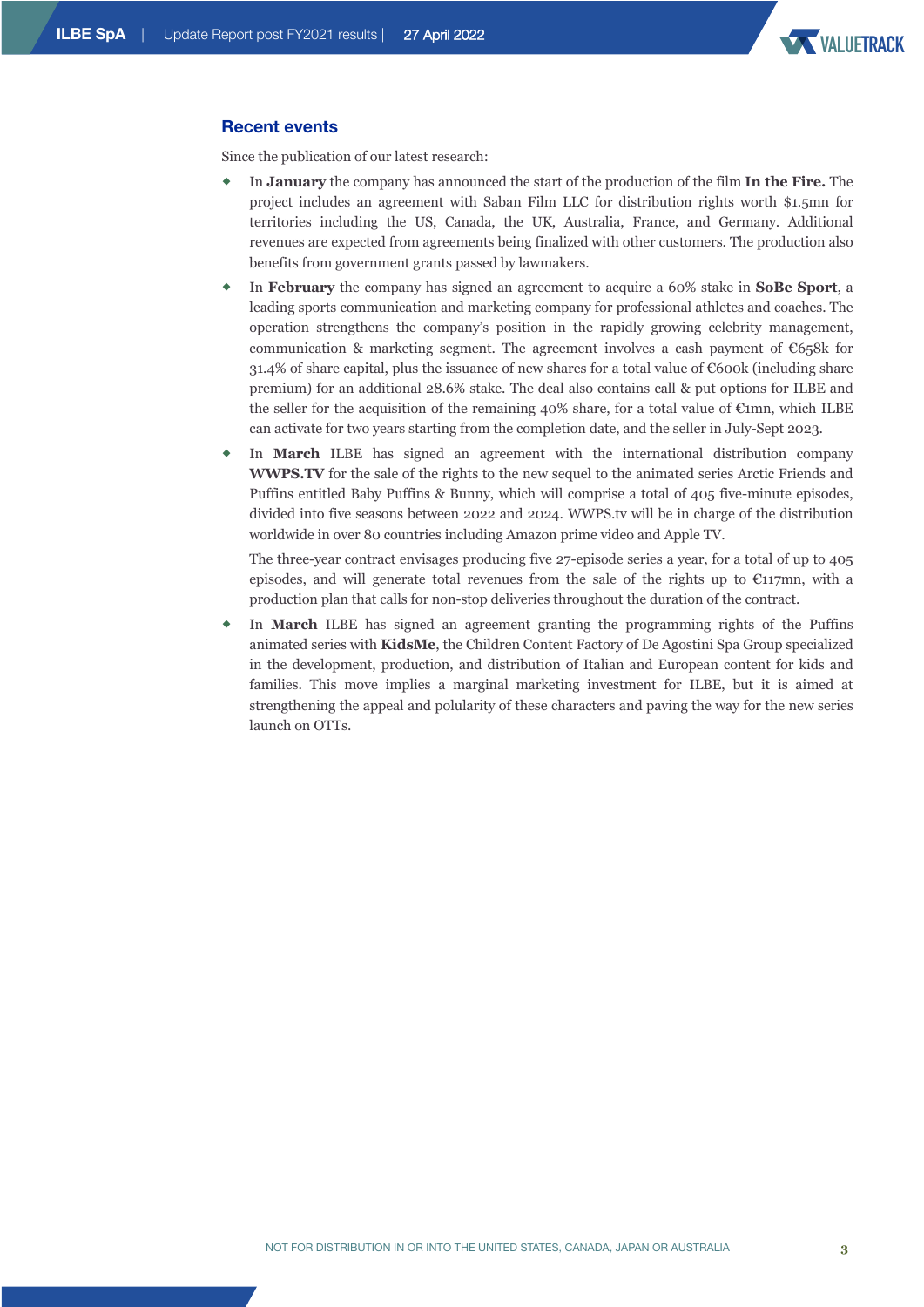## Recent events

Since the publication of our latest research:

- In **January** the company has announced the start of the production of the film **In the Fire.** The project includes an agreement with Saban Film LLC for distribution rights worth $1.5mn for territories including the US, Canada, the UK, Australia, France, and Germany. Additional revenues are expected from agreements being finalized with other customers. The production also benefits from government grants passed by lawmakers.
- In **February** the company has signed an agreement to acquire a 60% stake in **SoBe Sport**, a leading sports communication and marketing company for professional athletes and coaches. The operation strengthens the company's position in the rapidly growing celebrity management, communication & marketing segment. The agreement involves a cash payment of €658k for 31.4% of share capital, plus the issuance of new shares for a total value of €600k (including share premium) for an additional 28.6% stake. The deal also contains call & put options for ILBE and the seller for the acquisition of the remaining 40% share, for a total value of €1mn, which ILBE can activate for two years starting from the completion date, and the seller in July-Sept 2023.
- In **March** ILBE has signed an agreement with the international distribution company **WWPS.TV** for the sale of the rights to the new sequel to the animated series Arctic Friends and Puffins entitled Baby Puffins & Bunny, which will comprise a total of 405 five-minute episodes, divided into five seasons between 2022 and 2024. WWPS.tv will be in charge of the distribution worldwide in over 80 countries including Amazon prime video and Apple TV.

  The three-year contract envisages producing five 27-episode series a year, for a total of up to 405 episodes, and will generate total revenues from the sale of the rights up to €117mn, with a production plan that calls for non-stop deliveries throughout the duration of the contract.
- In **March** ILBE has signed an agreement granting the programming rights of the Puffins animated series with **KidsMe**, the Children Content Factory of De Agostini Spa Group specialized in the development, production, and distribution of Italian and European content for kids and families. This move implies a marginal marketing investment for ILBE, but it is aimed at strengthening the appeal and polularity of these characters and paving the way for the new series launch on OTTs.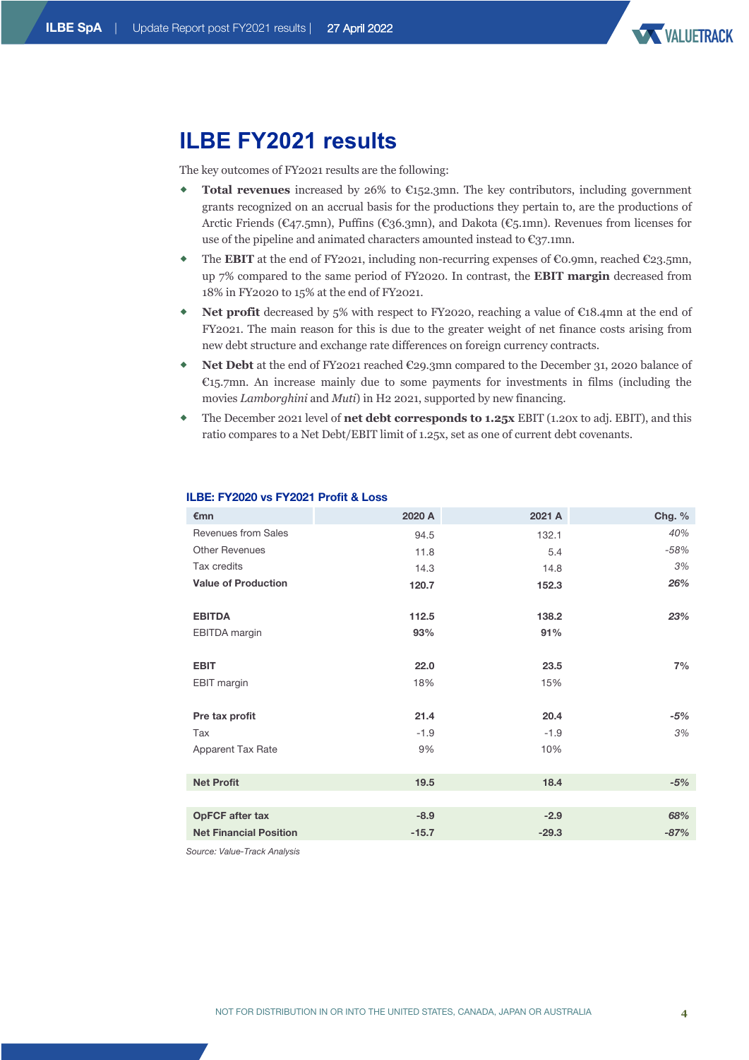# ILBE FY2021 results

The key outcomes of FY2021 results are the following:

- **Total revenues** increased by 26% to €152.3mn. The key contributors, including government grants recognized on an accrual basis for the productions they pertain to, are the productions of Arctic Friends (€47.5mn), Puffins (€36.3mn), and Dakota (€5.1mn). Revenues from licenses for use of the pipeline and animated characters amounted instead to €37.1mn.
- The **EBIT** at the end of FY2021, including non-recurring expenses of €0.9mn, reached €23.5mn, up 7% compared to the same period of FY2020. In contrast, the **EBIT margin** decreased from 18% in FY2020 to 15% at the end of FY2021.
- **Net profit** decreased by 5% with respect to FY2020, reaching a value of €18.4mn at the end of FY2021. The main reason for this is due to the greater weight of net finance costs arising from new debt structure and exchange rate differences on foreign currency contracts.
- **Net Debt** at the end of FY2021 reached €29.3mn compared to the December 31, 2020 balance of €15.7mn. An increase mainly due to some payments for investments in films (including the movies *Lamborghini* and *Muti*) in H2 2021, supported by new financing.
- The December 2021 level of **net debt corresponds to 1.25x** EBIT (1.20x to adj. EBIT), and this ratio compares to a Net Debt/EBIT limit of 1.25x, set as one of current debt covenants.

### ILBE: FY2020 vs FY2021 Profit & Loss

| €mn | 2020 A | 2021 A | Chg. % |
|---|---|---|---|
| Revenues from Sales | 94.5 | 132.1 | *40%* |
| Other Revenues | 11.8 | 5.4 | *-58%* |
| Tax credits | 14.3 | 14.8 | *3%* |
| **Value of Production** | **120.7** | **152.3** | ***26%*** |
| | | | |
| **EBITDA** | **112.5** | **138.2** | ***23%*** |
| EBITDA margin | **93%** | **91%** | |
| | | | |
| **EBIT** | **22.0** | **23.5** | **7%** |
| EBIT margin | 18% | 15% | |
| | | | |
| **Pre tax profit** | **21.4** | **20.4** | **-5%** |
| Tax | -1.9 | -1.9 | *3%* |
| Apparent Tax Rate | 9% | 10% | |
| | | | |
| **Net Profit** | **19.5** | **18.4** | **-5%** |
| | | | |
| **OpFCF after tax** | **-8.9** | **-2.9** | ***68%*** |
| **Net Financial Position** | **-15.7** | **-29.3** | ***-87%*** |

*Source: Value-Track Analysis*

NOT FOR DISTRIBUTION IN OR INTO THE UNITED STATES, CANADA, JAPAN OR AUSTRALIA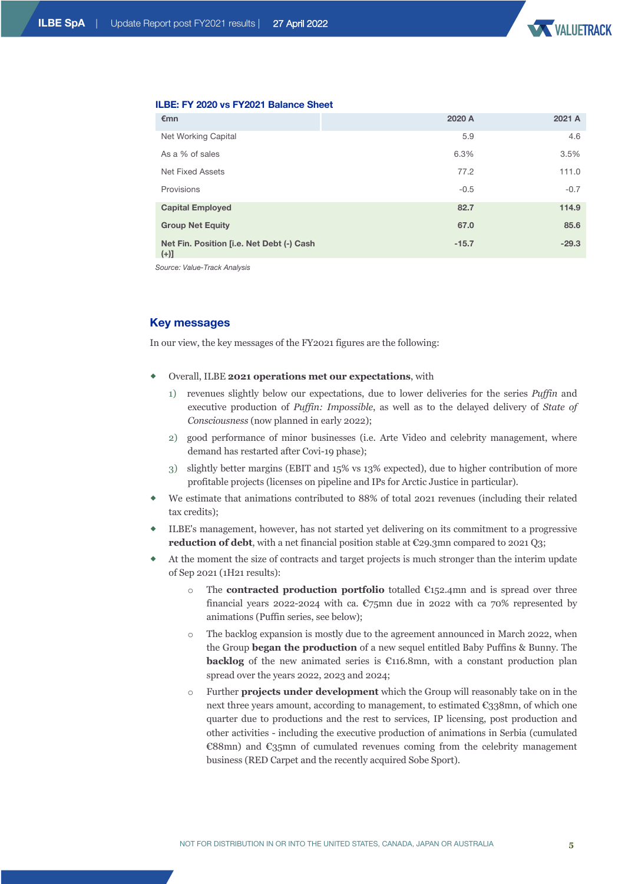**ILBE: FY 2020 vs FY2021 Balance Sheet**

| €mn | 2020 A | 2021 A |
|---|---|---|
| Net Working Capital | 5.9 | 4.6 |
| As a % of sales | 6.3% | 3.5% |
| Net Fixed Assets | 77.2 | 111.0 |
| Provisions | -0.5 | -0.7 |
| **Capital Employed** | **82.7** | **114.9** |
| **Group Net Equity** | **67.0** | **85.6** |
| **Net Fin. Position [i.e. Net Debt (-) Cash (+)]** | **-15.7** | **-29.3** |

*Source: Value-Track Analysis*

## Key messages

In our view, the key messages of the FY2021 figures are the following:

- Overall, ILBE **2021 operations met our expectations**, with
  1) revenues slightly below our expectations, due to lower deliveries for the series *Puffin* and executive production of *Puffin: Impossible*, as well as to the delayed delivery of *State of Consciousness* (now planned in early 2022);
  2) good performance of minor businesses (i.e. Arte Video and celebrity management, where demand has restarted after Covi-19 phase);
  3) slightly better margins (EBIT and 15% vs 13% expected), due to higher contribution of more profitable projects (licenses on pipeline and IPs for Arctic Justice in particular).
- We estimate that animations contributed to 88% of total 2021 revenues (including their related tax credits);
- ILBE's management, however, has not started yet delivering on its commitment to a progressive **reduction of debt**, with a net financial position stable at €29.3mn compared to 2021 Q3;
- At the moment the size of contracts and target projects is much stronger than the interim update of Sep 2021 (1H21 results):
  - The **contracted production portfolio** totalled €152.4mn and is spread over three financial years 2022-2024 with ca. €75mn due in 2022 with ca 70% represented by animations (Puffin series, see below);
  - The backlog expansion is mostly due to the agreement announced in March 2022, when the Group **began the production** of a new sequel entitled Baby Puffins & Bunny. The **backlog** of the new animated series is €116.8mn, with a constant production plan spread over the years 2022, 2023 and 2024;
  - Further **projects under development** which the Group will reasonably take on in the next three years amount, according to management, to estimated €338mn, of which one quarter due to productions and the rest to services, IP licensing, post production and other activities - including the executive production of animations in Serbia (cumulated €88mn) and €35mn of cumulated revenues coming from the celebrity management business (RED Carpet and the recently acquired Sobe Sport).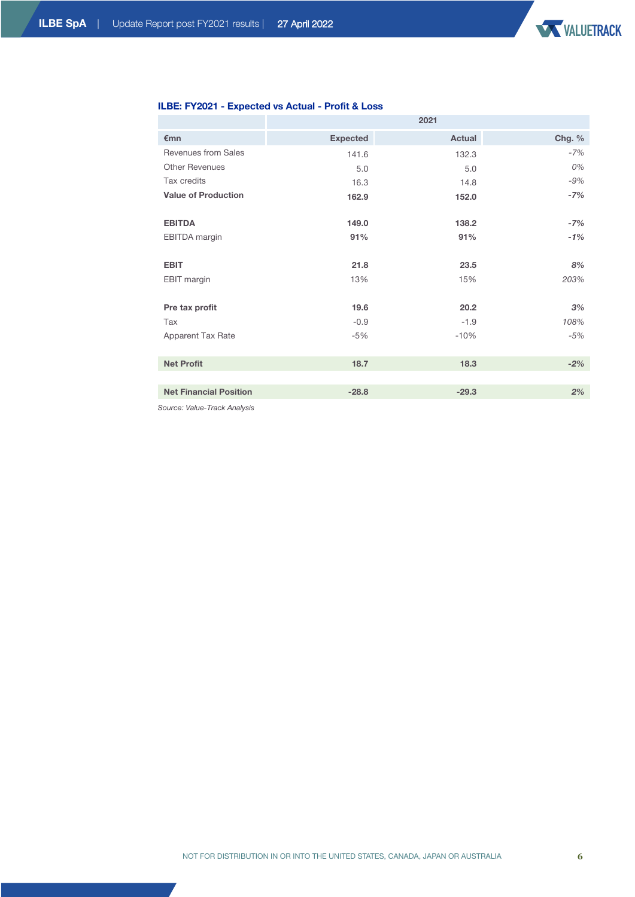**ILBE: FY2021 - Expected vs Actual - Profit & Loss**

| €mn | 2021 | | |
|---|---|---|---|
| | **Expected** | **Actual** | **Chg. %** |
| Revenues from Sales | 141.6 | 132.3 | *-7%* |
| Other Revenues | 5.0 | 5.0 | *0%* |
| Tax credits | 16.3 | 14.8 | *-9%* |
| **Value of Production** | **162.9** | **152.0** | ***-7%*** |
| | | | |
| **EBITDA** | **149.0** | **138.2** | ***-7%*** |
| EBITDA margin | **91%** | **91%** | ***-1%*** |
| | | | |
| **EBIT** | **21.8** | **23.5** | ***8%*** |
| EBIT margin | 13% | 15% | *203%* |
| | | | |
| **Pre tax profit** | **19.6** | **20.2** | ***3%*** |
| Tax | -0.9 | -1.9 | *108%* |
| Apparent Tax Rate | -5% | -10% | *-5%* |
| | | | |
| **Net Profit** | **18.7** | **18.3** | ***-2%*** |
| | | | |
| **Net Financial Position** | **-28.8** | **-29.3** | ***2%*** |

*Source: Value-Track Analysis*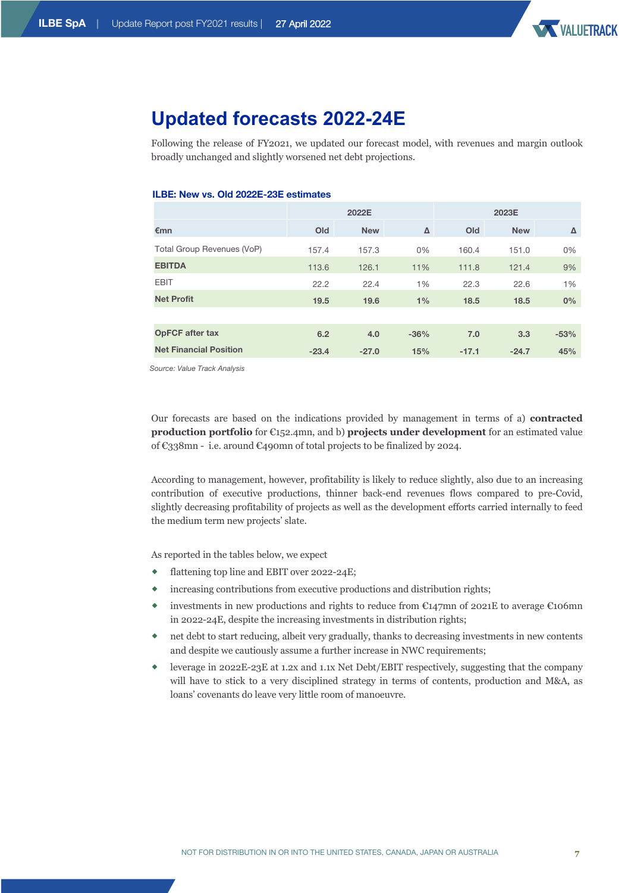## Updated forecasts 2022-24E

Following the release of FY2021, we updated our forecast model, with revenues and margin outlook broadly unchanged and slightly worsened net debt projections.

**ILBE: New vs. Old 2022E-23E estimates**

| | 2022E | | | 2023E | | |
|---|---|---|---|---|---|---|
| €mn | Old | New | Δ | Old | New | Δ |
| Total Group Revenues (VoP) | 157.4 | 157.3 | 0% | 160.4 | 151.0 | 0% |
| **EBITDA** | 113.6 | 126.1 | 11% | 111.8 | 121.4 | 9% |
| EBIT | 22.2 | 22.4 | 1% | 22.3 | 22.6 | 1% |
| **Net Profit** | **19.5** | **19.6** | **1%** | **18.5** | **18.5** | **0%** |
| | | | | | | |
| **OpFCF after tax** | **6.2** | **4.0** | **-36%** | **7.0** | **3.3** | **-53%** |
| **Net Financial Position** | **-23.4** | **-27.0** | **15%** | **-17.1** | **-24.7** | **45%** |

*Source: Value Track Analysis*

Our forecasts are based on the indications provided by management in terms of a) **contracted production portfolio** for €152.4mn, and b) **projects under development** for an estimated value of €338mn - i.e. around €490mn of total projects to be finalized by 2024.

According to management, however, profitability is likely to reduce slightly, also due to an increasing contribution of executive productions, thinner back-end revenues flows compared to pre-Covid, slightly decreasing profitability of projects as well as the development efforts carried internally to feed the medium term new projects' slate.

As reported in the tables below, we expect

- flattening top line and EBIT over 2022-24E;
- increasing contributions from executive productions and distribution rights;
- investments in new productions and rights to reduce from €147mn of 2021E to average €106mn in 2022-24E, despite the increasing investments in distribution rights;
- net debt to start reducing, albeit very gradually, thanks to decreasing investments in new contents and despite we cautiously assume a further increase in NWC requirements;
- leverage in 2022E-23E at 1.2x and 1.1x Net Debt/EBIT respectively, suggesting that the company will have to stick to a very disciplined strategy in terms of contents, production and M&A, as loans' covenants do leave very little room of manoeuvre.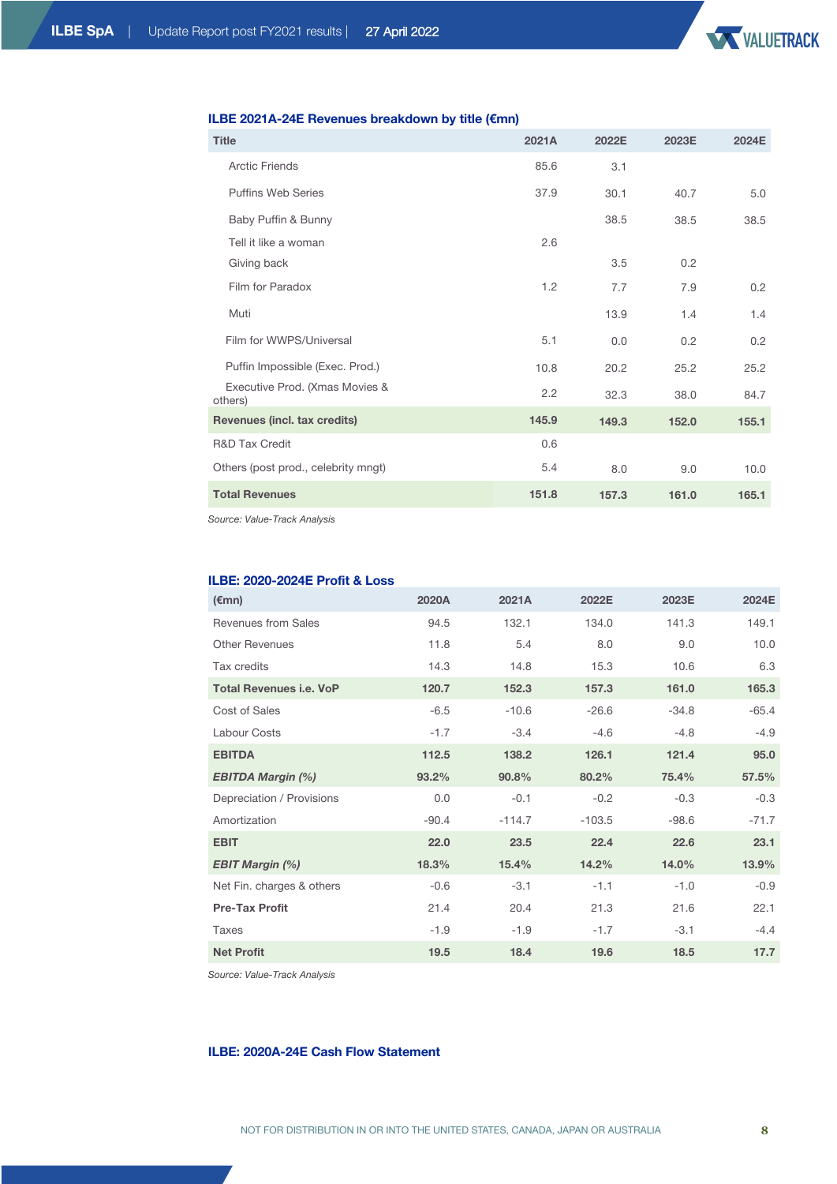**ILBE 2021A-24E Revenues breakdown by title (€mn)**

| Title | 2021A | 2022E | 2023E | 2024E |
|---|---|---|---|---|
| Arctic Friends | 85.6 | 3.1 | | |
| Puffins Web Series | 37.9 | 30.1 | 40.7 | 5.0 |
| Baby Puffin & Bunny | | 38.5 | 38.5 | 38.5 |
| Tell it like a woman | 2.6 | | | |
| Giving back | | 3.5 | 0.2 | |
| Film for Paradox | 1.2 | 7.7 | 7.9 | 0.2 |
| Muti | | 13.9 | 1.4 | 1.4 |
| Film for WWPS/Universal | 5.1 | 0.0 | 0.2 | 0.2 |
| Puffin Impossible (Exec. Prod.) | 10.8 | 20.2 | 25.2 | 25.2 |
| Executive Prod. (Xmas Movies & others) | 2.2 | 32.3 | 38.0 | 84.7 |
| **Revenues (incl. tax credits)** | **145.9** | **149.3** | **152.0** | **155.1** |
| R&D Tax Credit | 0.6 | | | |
| Others (post prod., celebrity mngt) | 5.4 | 8.0 | 9.0 | 10.0 |
| **Total Revenues** | **151.8** | **157.3** | **161.0** | **165.1** |

*Source: Value-Track Analysis*

**ILBE: 2020-2024E Profit & Loss**

| (€mn) | 2020A | 2021A | 2022E | 2023E | 2024E |
|---|---|---|---|---|---|
| Revenues from Sales | 94.5 | 132.1 | 134.0 | 141.3 | 149.1 |
| Other Revenues | 11.8 | 5.4 | 8.0 | 9.0 | 10.0 |
| Tax credits | 14.3 | 14.8 | 15.3 | 10.6 | 6.3 |
| **Total Revenues i.e. VoP** | **120.7** | **152.3** | **157.3** | **161.0** | **165.3** |
| Cost of Sales | -6.5 | -10.6 | -26.6 | -34.8 | -65.4 |
| Labour Costs | -1.7 | -3.4 | -4.6 | -4.8 | -4.9 |
| **EBITDA** | **112.5** | **138.2** | **126.1** | **121.4** | **95.0** |
| ***EBITDA Margin (%)*** | ***93.2%*** | ***90.8%*** | ***80.2%*** | ***75.4%*** | ***57.5%*** |
| Depreciation / Provisions | 0.0 | -0.1 | -0.2 | -0.3 | -0.3 |
| Amortization | -90.4 | -114.7 | -103.5 | -98.6 | -71.7 |
| **EBIT** | **22.0** | **23.5** | **22.4** | **22.6** | **23.1** |
| ***EBIT Margin (%)*** | ***18.3%*** | ***15.4%*** | ***14.2%*** | ***14.0%*** | ***13.9%*** |
| Net Fin. charges & others | -0.6 | -3.1 | -1.1 | -1.0 | -0.9 |
| **Pre-Tax Profit** | 21.4 | 20.4 | 21.3 | 21.6 | 22.1 |
| Taxes | -1.9 | -1.9 | -1.7 | -3.1 | -4.4 |
| **Net Profit** | **19.5** | **18.4** | **19.6** | **18.5** | **17.7** |

*Source: Value-Track Analysis*

**ILBE: 2020A-24E Cash Flow Statement**

NOT FOR DISTRIBUTION IN OR INTO THE UNITED STATES, CANADA, JAPAN OR AUSTRALIA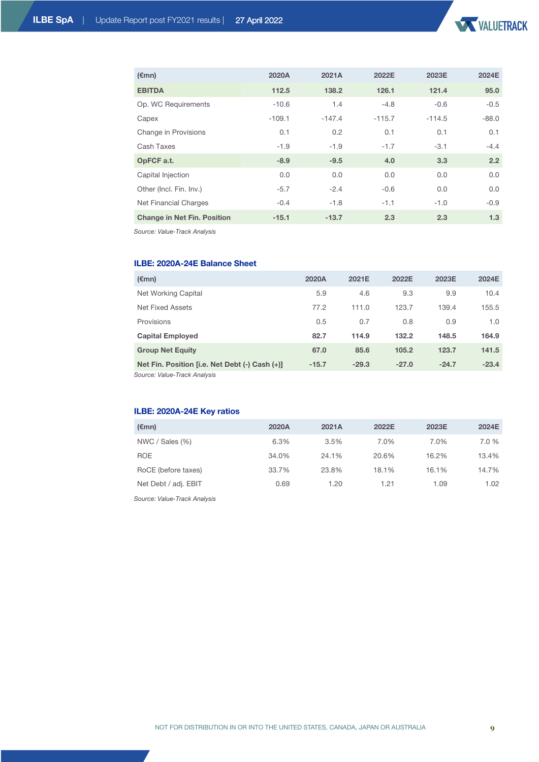| (€mn) | 2020A | 2021A | 2022E | 2023E | 2024E |
|---|---|---|---|---|---|
| **EBITDA** | **112.5** | **138.2** | **126.1** | **121.4** | **95.0** |
| Op. WC Requirements | -10.6 | 1.4 | -4.8 | -0.6 | -0.5 |
| Capex | -109.1 | -147.4 | -115.7 | -114.5 | -88.0 |
| Change in Provisions | 0.1 | 0.2 | 0.1 | 0.1 | 0.1 |
| Cash Taxes | -1.9 | -1.9 | -1.7 | -3.1 | -4.4 |
| **OpFCF a.t.** | **-8.9** | **-9.5** | **4.0** | **3.3** | **2.2** |
| Capital Injection | 0.0 | 0.0 | 0.0 | 0.0 | 0.0 |
| Other (Incl. Fin. Inv.) | -5.7 | -2.4 | -0.6 | 0.0 | 0.0 |
| Net Financial Charges | -0.4 | -1.8 | -1.1 | -1.0 | -0.9 |
| **Change in Net Fin. Position** | **-15.1** | **-13.7** | **2.3** | **2.3** | **1.3** |

*Source: Value-Track Analysis*

### ILBE: 2020A-24E Balance Sheet

| (€mn) | 2020A | 2021E | 2022E | 2023E | 2024E |
|---|---|---|---|---|---|
| Net Working Capital | 5.9 | 4.6 | 9.3 | 9.9 | 10.4 |
| Net Fixed Assets | 77.2 | 111.0 | 123.7 | 139.4 | 155.5 |
| Provisions | 0.5 | 0.7 | 0.8 | 0.9 | 1.0 |
| **Capital Employed** | **82.7** | **114.9** | **132.2** | **148.5** | **164.9** |
| **Group Net Equity** | **67.0** | **85.6** | **105.2** | **123.7** | **141.5** |
| **Net Fin. Position [i.e. Net Debt (-) Cash (+)]** | **-15.7** | **-29.3** | **-27.0** | **-24.7** | **-23.4** |

*Source: Value-Track Analysis*

### ILBE: 2020A-24E Key ratios

| (€mn) | 2020A | 2021A | 2022E | 2023E | 2024E |
|---|---|---|---|---|---|
| NWC / Sales (%) | 6.3% | 3.5% | 7.0% | 7.0% | 7.0 % |
| ROE | 34.0% | 24.1% | 20.6% | 16.2% | 13.4% |
| RoCE (before taxes) | 33.7% | 23.8% | 18.1% | 16.1% | 14.7% |
| Net Debt / adj. EBIT | 0.69 | 1.20 | 1.21 | 1.09 | 1.02 |

*Source: Value-Track Analysis*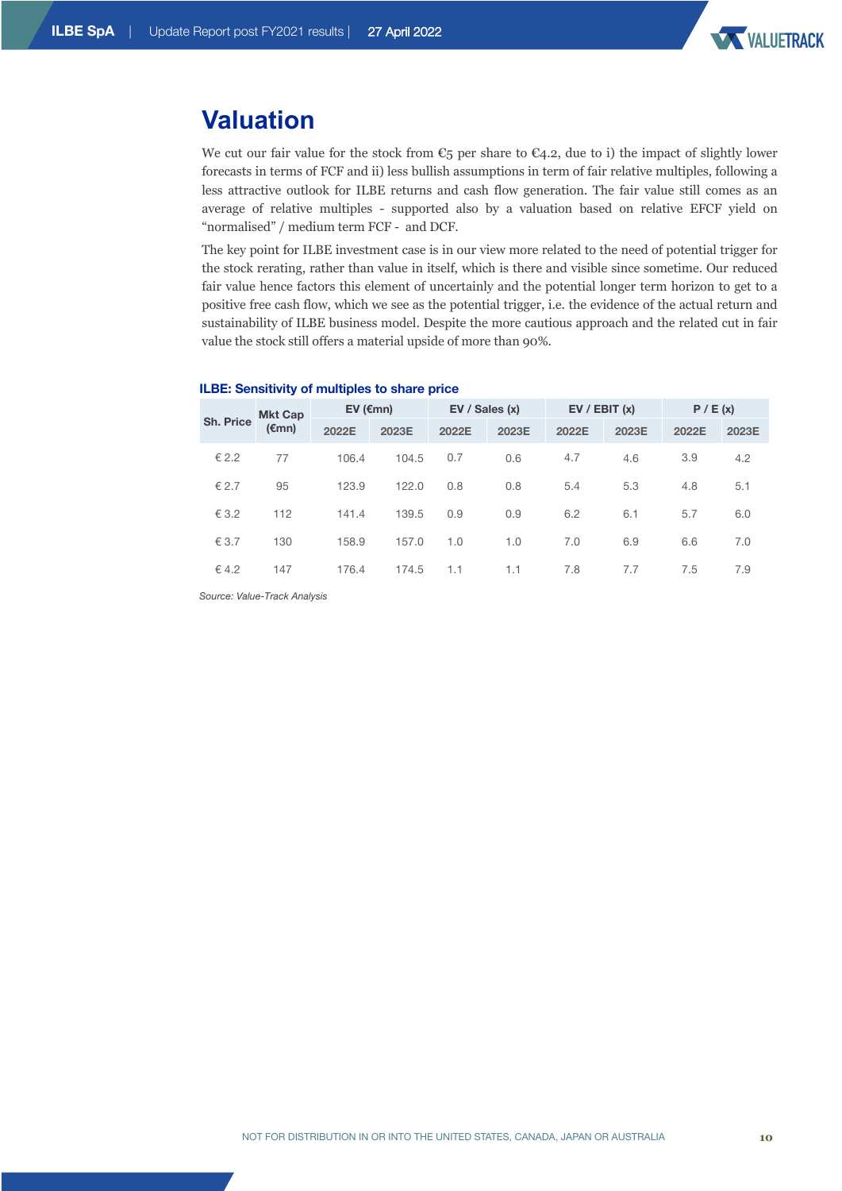# Valuation

We cut our fair value for the stock from €5 per share to €4.2, due to i) the impact of slightly lower forecasts in terms of FCF and ii) less bullish assumptions in term of fair relative multiples, following a less attractive outlook for ILBE returns and cash flow generation. The fair value still comes as an average of relative multiples - supported also by a valuation based on relative EFCF yield on "normalised" / medium term FCF - and DCF.

The key point for ILBE investment case is in our view more related to the need of potential trigger for the stock rerating, rather than value in itself, which is there and visible since sometime. Our reduced fair value hence factors this element of uncertainly and the potential longer term horizon to get to a positive free cash flow, which we see as the potential trigger, i.e. the evidence of the actual return and sustainability of ILBE business model. Despite the more cautious approach and the related cut in fair value the stock still offers a material upside of more than 90%.

**ILBE: Sensitivity of multiples to share price**

| Sh. Price | Mkt Cap (€mn) | EV (€mn) | | EV / Sales (x) | | EV / EBIT (x) | | P / E (x) | |
|---|---|---|---|---|---|---|---|---|---|
| | | 2022E | 2023E | 2022E | 2023E | 2022E | 2023E | 2022E | 2023E |
| € 2.2 | 77 | 106.4 | 104.5 | 0.7 | 0.6 | 4.7 | 4.6 | 3.9 | 4.2 |
| € 2.7 | 95 | 123.9 | 122.0 | 0.8 | 0.8 | 5.4 | 5.3 | 4.8 | 5.1 |
| € 3.2 | 112 | 141.4 | 139.5 | 0.9 | 0.9 | 6.2 | 6.1 | 5.7 | 6.0 |
| € 3.7 | 130 | 158.9 | 157.0 | 1.0 | 1.0 | 7.0 | 6.9 | 6.6 | 7.0 |
| € 4.2 | 147 | 176.4 | 174.5 | 1.1 | 1.1 | 7.8 | 7.7 | 7.5 | 7.9 |

*Source: Value-Track Analysis*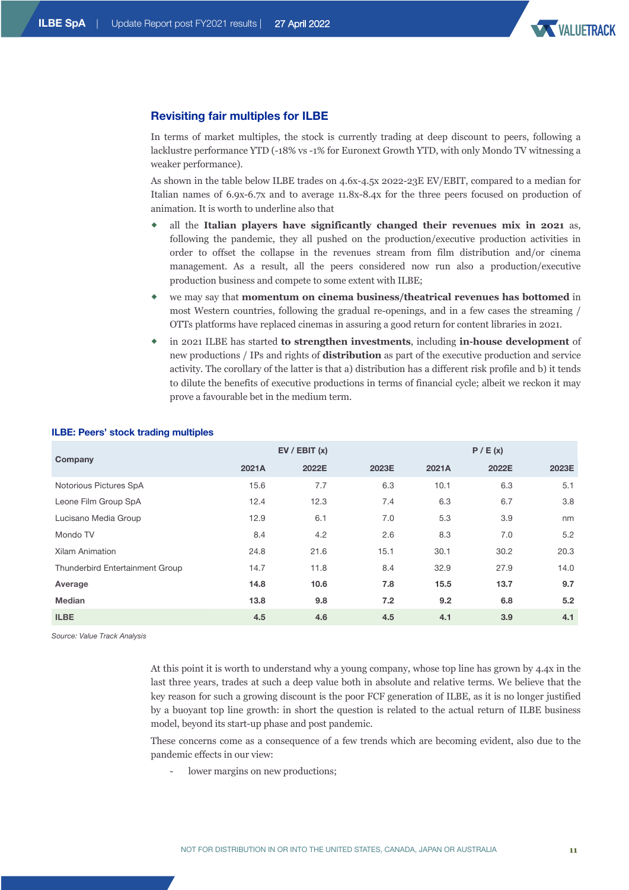## Revisiting fair multiples for ILBE

In terms of market multiples, the stock is currently trading at deep discount to peers, following a lacklustre performance YTD (-18% vs -1% for Euronext Growth YTD, with only Mondo TV witnessing a weaker performance).

As shown in the table below ILBE trades on 4.6x-4.5x 2022-23E EV/EBIT, compared to a median for Italian names of 6.9x-6.7x and to average 11.8x-8.4x for the three peers focused on production of animation. It is worth to underline also that

- all the **Italian players have significantly changed their revenues mix in 2021** as, following the pandemic, they all pushed on the production/executive production activities in order to offset the collapse in the revenues stream from film distribution and/or cinema management. As a result, all the peers considered now run also a production/executive production business and compete to some extent with ILBE;
- we may say that **momentum on cinema business/theatrical revenues has bottomed** in most Western countries, following the gradual re-openings, and in a few cases the streaming / OTTs platforms have replaced cinemas in assuring a good return for content libraries in 2021.
- in 2021 ILBE has started **to strengthen investments**, including **in-house development** of new productions / IPs and rights of **distribution** as part of the executive production and service activity. The corollary of the latter is that a) distribution has a different risk profile and b) it tends to dilute the benefits of executive productions in terms of financial cycle; albeit we reckon it may prove a favourable bet in the medium term.

**ILBE: Peers' stock trading multiples**

| Company | EV / EBIT (x) | | | P / E (x) | | |
|---|---|---|---|---|---|---|
| | 2021A | 2022E | 2023E | 2021A | 2022E | 2023E |
| Notorious Pictures SpA | 15.6 | 7.7 | 6.3 | 10.1 | 6.3 | 5.1 |
| Leone Film Group SpA | 12.4 | 12.3 | 7.4 | 6.3 | 6.7 | 3.8 |
| Lucisano Media Group | 12.9 | 6.1 | 7.0 | 5.3 | 3.9 | nm |
| Mondo TV | 8.4 | 4.2 | 2.6 | 8.3 | 7.0 | 5.2 |
| Xilam Animation | 24.8 | 21.6 | 15.1 | 30.1 | 30.2 | 20.3 |
| Thunderbird Entertainment Group | 14.7 | 11.8 | 8.4 | 32.9 | 27.9 | 14.0 |
| **Average** | **14.8** | **10.6** | **7.8** | **15.5** | **13.7** | **9.7** |
| **Median** | **13.8** | **9.8** | **7.2** | **9.2** | **6.8** | **5.2** |
| **ILBE** | **4.5** | **4.6** | **4.5** | **4.1** | **3.9** | **4.1** |

*Source: Value Track Analysis*

At this point it is worth to understand why a young company, whose top line has grown by 4.4x in the last three years, trades at such a deep value both in absolute and relative terms. We believe that the key reason for such a growing discount is the poor FCF generation of ILBE, as it is no longer justified by a buoyant top line growth: in short the question is related to the actual return of ILBE business model, beyond its start-up phase and post pandemic.

These concerns come as a consequence of a few trends which are becoming evident, also due to the pandemic effects in our view:

- lower margins on new productions;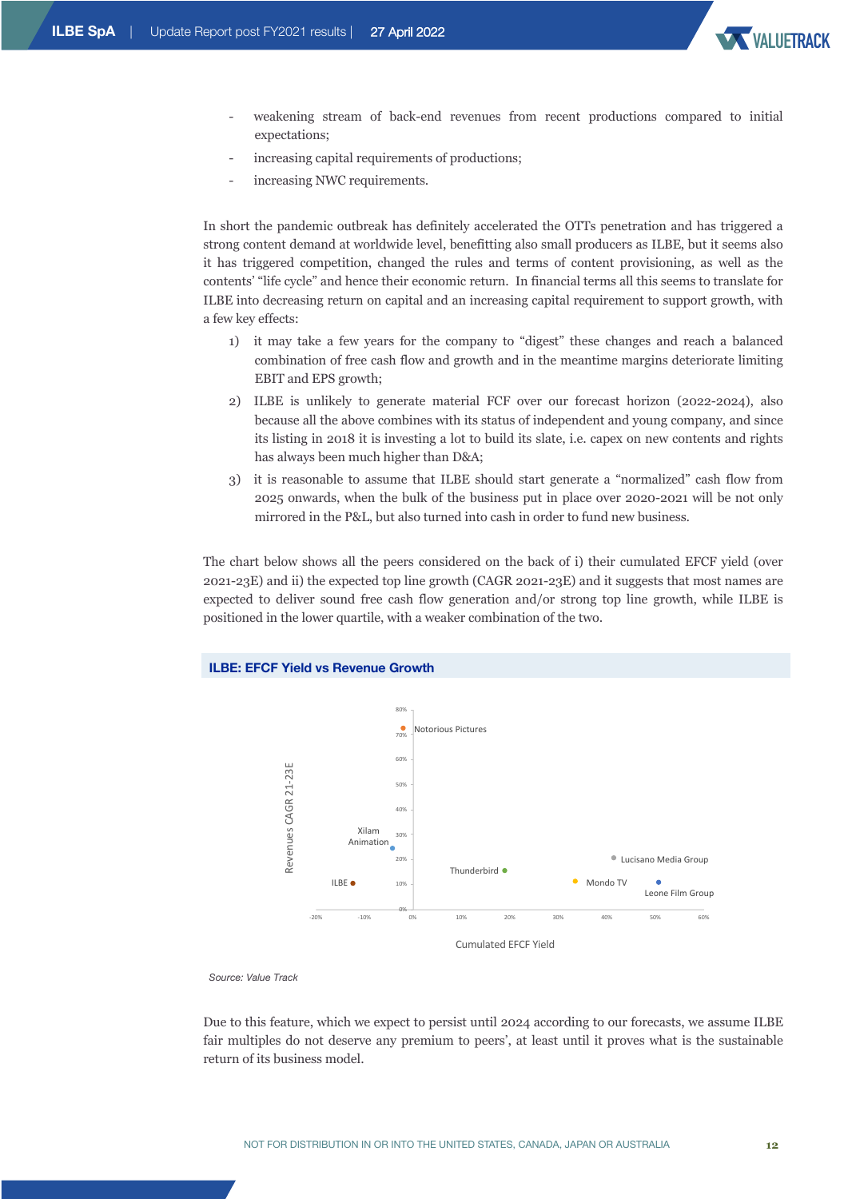- weakening stream of back-end revenues from recent productions compared to initial expectations;
- increasing capital requirements of productions;
- increasing NWC requirements.

In short the pandemic outbreak has definitely accelerated the OTTs penetration and has triggered a strong content demand at worldwide level, benefitting also small producers as ILBE, but it seems also it has triggered competition, changed the rules and terms of content provisioning, as well as the contents' "life cycle" and hence their economic return. In financial terms all this seems to translate for ILBE into decreasing return on capital and an increasing capital requirement to support growth, with a few key effects:

1) it may take a few years for the company to "digest" these changes and reach a balanced combination of free cash flow and growth and in the meantime margins deteriorate limiting EBIT and EPS growth;
2) ILBE is unlikely to generate material FCF over our forecast horizon (2022-2024), also because all the above combines with its status of independent and young company, and since its listing in 2018 it is investing a lot to build its slate, i.e. capex on new contents and rights has always been much higher than D&A;
3) it is reasonable to assume that ILBE should start generate a "normalized" cash flow from 2025 onwards, when the bulk of the business put in place over 2020-2021 will be not only mirrored in the P&L, but also turned into cash in order to fund new business.

The chart below shows all the peers considered on the back of i) their cumulated EFCF yield (over 2021-23E) and ii) the expected top line growth (CAGR 2021-23E) and it suggests that most names are expected to deliver sound free cash flow generation and/or strong top line growth, while ILBE is positioned in the lower quartile, with a weaker combination of the two.

**ILBE: EFCF Yield vs Revenue Growth**

Revenues CAGR 21-23E

- Notorious Pictures
- Xilam Animation
- Lucisano Media Group
- Thunderbird
- ILBE
- Mondo TV
- Leone Film Group

Cumulated EFCF Yield

*Source: Value Track*

Due to this feature, which we expect to persist until 2024 according to our forecasts, we assume ILBE fair multiples do not deserve any premium to peers', at least until it proves what is the sustainable return of its business model.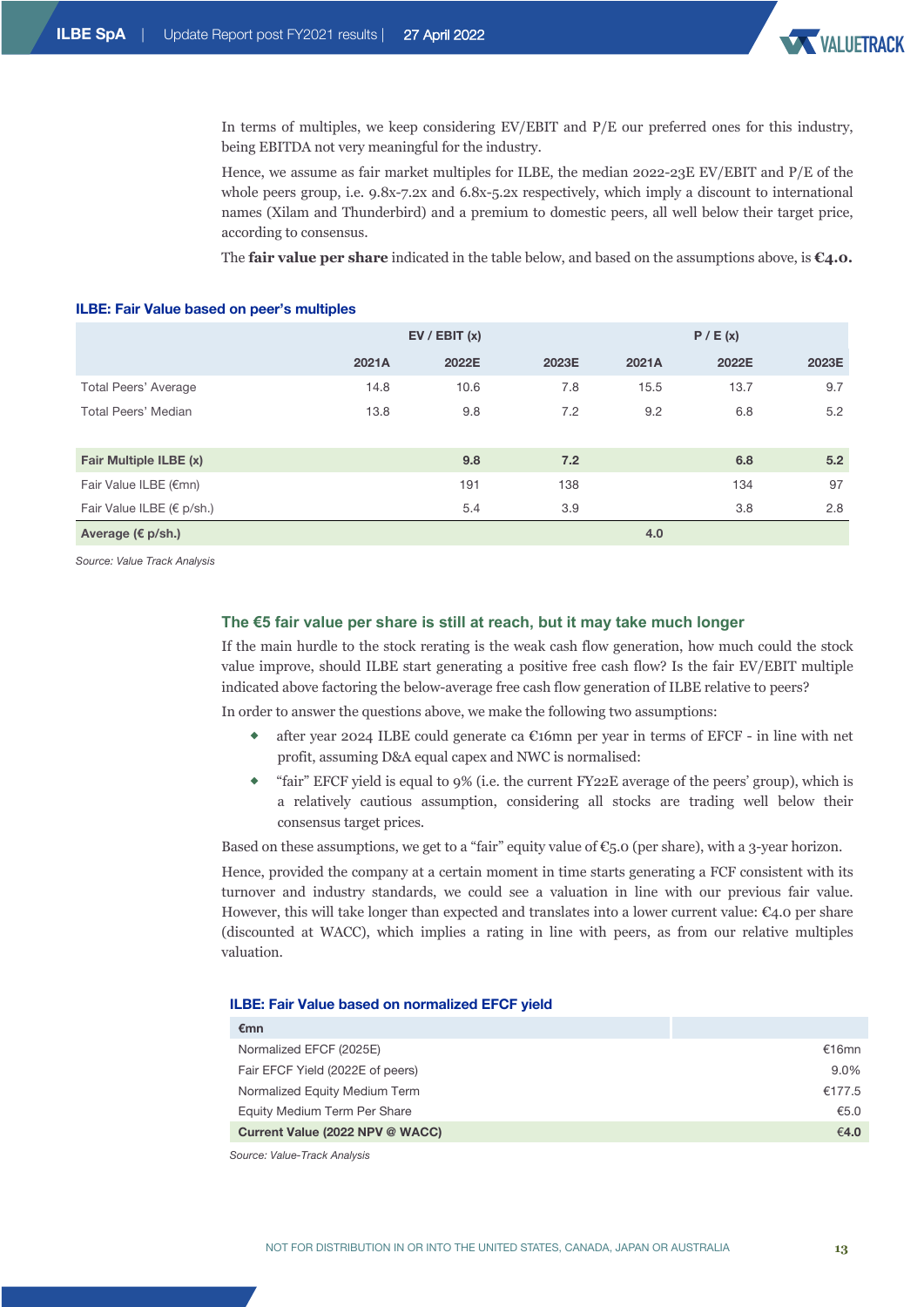In terms of multiples, we keep considering EV/EBIT and P/E our preferred ones for this industry, being EBITDA not very meaningful for the industry.

Hence, we assume as fair market multiples for ILBE, the median 2022-23E EV/EBIT and P/E of the whole peers group, i.e. 9.8x-7.2x and 6.8x-5.2x respectively, which imply a discount to international names (Xilam and Thunderbird) and a premium to domestic peers, all well below their target price, according to consensus.

The **fair value per share** indicated in the table below, and based on the assumptions above, is **€4.0.**

**ILBE: Fair Value based on peer's multiples**

| | EV / EBIT (x) | | | P / E (x) | | |
|---|---|---|---|---|---|---|
| | 2021A | 2022E | 2023E | 2021A | 2022E | 2023E |
| Total Peers' Average | 14.8 | 10.6 | 7.8 | 15.5 | 13.7 | 9.7 |
| Total Peers' Median | 13.8 | 9.8 | 7.2 | 9.2 | 6.8 | 5.2 |
| **Fair Multiple ILBE (x)** | | **9.8** | **7.2** | | **6.8** | **5.2** |
| Fair Value ILBE (€mn) | | 191 | 138 | | 134 | 97 |
| Fair Value ILBE (€ p/sh.) | | 5.4 | 3.9 | | 3.8 | 2.8 |
| **Average (€ p/sh.)** | | | | **4.0** | | |

*Source: Value Track Analysis*

### The €5 fair value per share is still at reach, but it may take much longer

If the main hurdle to the stock rerating is the weak cash flow generation, how much could the stock value improve, should ILBE start generating a positive free cash flow? Is the fair EV/EBIT multiple indicated above factoring the below-average free cash flow generation of ILBE relative to peers?

In order to answer the questions above, we make the following two assumptions:

- after year 2024 ILBE could generate ca €16mn per year in terms of EFCF - in line with net profit, assuming D&A equal capex and NWC is normalised:
- "fair" EFCF yield is equal to 9% (i.e. the current FY22E average of the peers' group), which is a relatively cautious assumption, considering all stocks are trading well below their consensus target prices.

Based on these assumptions, we get to a "fair" equity value of €5.0 (per share), with a 3-year horizon.

Hence, provided the company at a certain moment in time starts generating a FCF consistent with its turnover and industry standards, we could see a valuation in line with our previous fair value. However, this will take longer than expected and translates into a lower current value: €4.0 per share (discounted at WACC), which implies a rating in line with peers, as from our relative multiples valuation.

**ILBE: Fair Value based on normalized EFCF yield**

| €mn | |
|---|---|
| Normalized EFCF (2025E) | €16mn |
| Fair EFCF Yield (2022E of peers) | 9.0% |
| Normalized Equity Medium Term | €177.5 |
| Equity Medium Term Per Share | €5.0 |
| **Current Value (2022 NPV @ WACC)** | **€4.0** |

*Source: Value-Track Analysis*

NOT FOR DISTRIBUTION IN OR INTO THE UNITED STATES, CANADA, JAPAN OR AUSTRALIA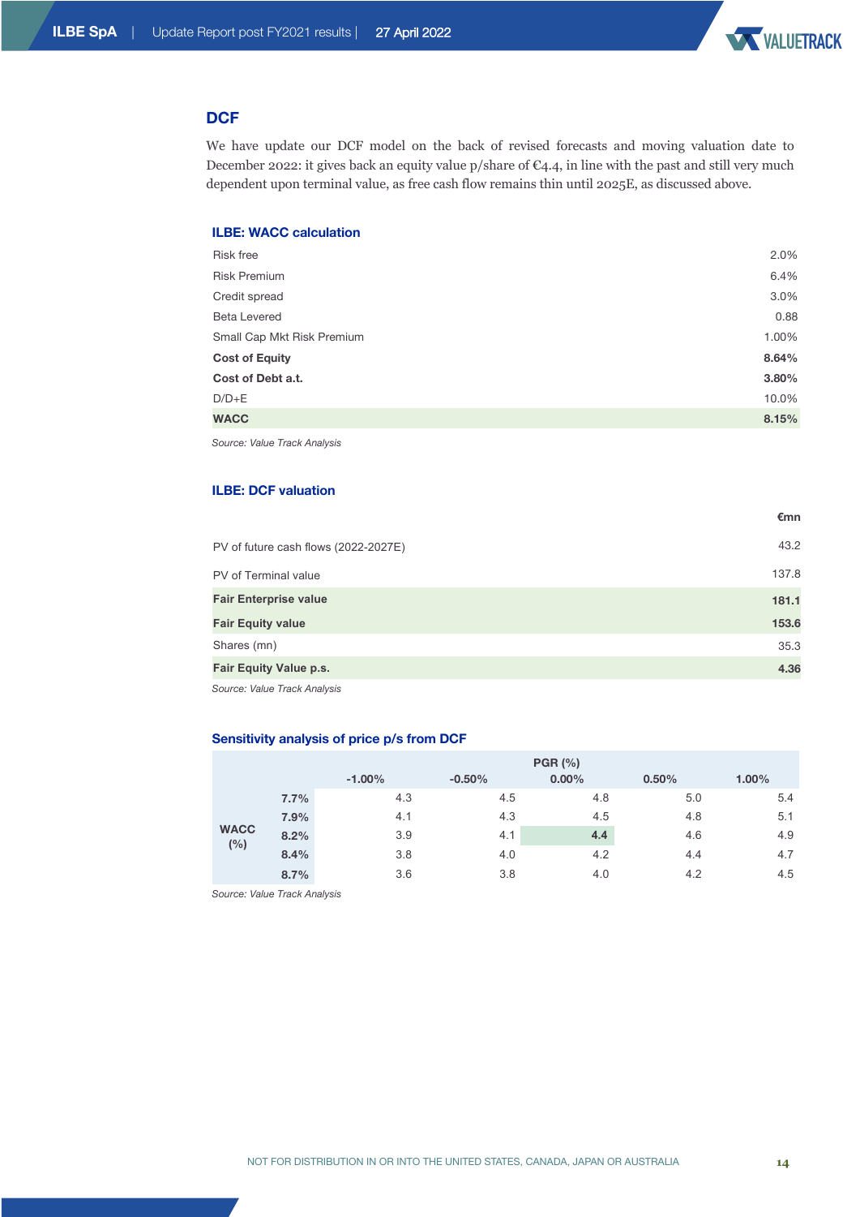## DCF

We have update our DCF model on the back of revised forecasts and moving valuation date to December 2022: it gives back an equity value p/share of €4.4, in line with the past and still very much dependent upon terminal value, as free cash flow remains thin until 2025E, as discussed above.

### ILBE: WACC calculation

| | |
|---|---|
| Risk free | 2.0% |
| Risk Premium | 6.4% |
| Credit spread | 3.0% |
| Beta Levered | 0.88 |
| Small Cap Mkt Risk Premium | 1.00% |
| **Cost of Equity** | **8.64%** |
| **Cost of Debt a.t.** | **3.80%** |
| D/D+E | 10.0% |
| **WACC** | **8.15%** |

*Source: Value Track Analysis*

### ILBE: DCF valuation

| | €mn |
|---|---|
| PV of future cash flows (2022-2027E) | 43.2 |
| PV of Terminal value | 137.8 |
| **Fair Enterprise value** | **181.1** |
| **Fair Equity value** | **153.6** |
| Shares (mn) | 35.3 |
| **Fair Equity Value p.s.** | **4.36** |

*Source: Value Track Analysis*

### Sensitivity analysis of price p/s from DCF

| | | PGR (%) | | | | |
|---|---|---|---|---|---|---|
| | | -1.00% | -0.50% | 0.00% | 0.50% | 1.00% |
| WACC (%) | 7.7% | 4.3 | 4.5 | 4.8 | 5.0 | 5.4 |
| | 7.9% | 4.1 | 4.3 | 4.5 | 4.8 | 5.1 |
| | 8.2% | 3.9 | 4.1 | **4.4** | 4.6 | 4.9 |
| | 8.4% | 3.8 | 4.0 | 4.2 | 4.4 | 4.7 |
| | 8.7% | 3.6 | 3.8 | 4.0 | 4.2 | 4.5 |

*Source: Value Track Analysis*

NOT FOR DISTRIBUTION IN OR INTO THE UNITED STATES, CANADA, JAPAN OR AUSTRALIA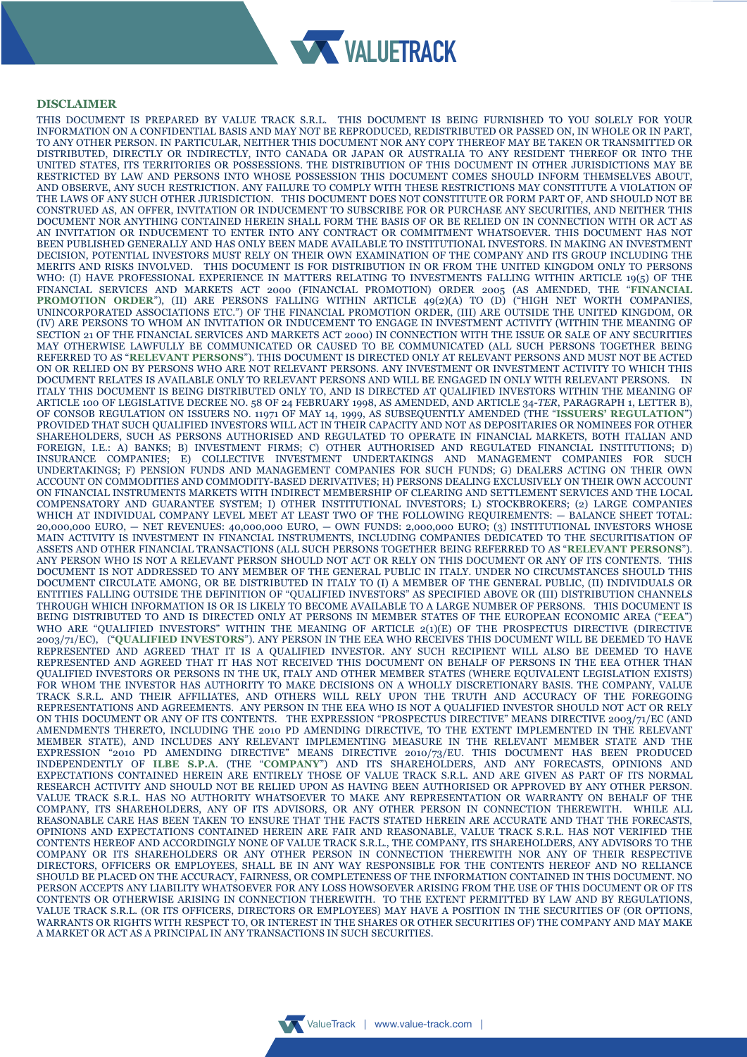## DISCLAIMER

THIS DOCUMENT IS PREPARED BY VALUE TRACK S.R.L. THIS DOCUMENT IS BEING FURNISHED TO YOU SOLELY FOR YOUR INFORMATION ON A CONFIDENTIAL BASIS AND MAY NOT BE REPRODUCED, REDISTRIBUTED OR PASSED ON, IN WHOLE OR IN PART, TO ANY OTHER PERSON. IN PARTICULAR, NEITHER THIS DOCUMENT NOR ANY COPY THEREOF MAY BE TAKEN OR TRANSMITTED OR DISTRIBUTED, DIRECTLY OR INDIRECTLY, INTO CANADA OR JAPAN OR AUSTRALIA TO ANY RESIDENT THEREOF OR INTO THE UNITED STATES, ITS TERRITORIES OR POSSESSIONS. THE DISTRIBUTION OF THIS DOCUMENT IN OTHER JURISDICTIONS MAY BE RESTRICTED BY LAW AND PERSONS INTO WHOSE POSSESSION THIS DOCUMENT COMES SHOULD INFORM THEMSELVES ABOUT, AND OBSERVE, ANY SUCH RESTRICTION. ANY FAILURE TO COMPLY WITH THESE RESTRICTIONS MAY CONSTITUTE A VIOLATION OF THE LAWS OF ANY SUCH OTHER JURISDICTION. THIS DOCUMENT DOES NOT CONSTITUTE OR FORM PART OF, AND SHOULD NOT BE CONSTRUED AS, AN OFFER, INVITATION OR INDUCEMENT TO SUBSCRIBE FOR OR PURCHASE ANY SECURITIES, AND NEITHER THIS DOCUMENT NOR ANYTHING CONTAINED HEREIN SHALL FORM THE BASIS OF OR BE RELIED ON IN CONNECTION WITH OR ACT AS AN INVITATION OR INDUCEMENT TO ENTER INTO ANY CONTRACT OR COMMITMENT WHATSOEVER. THIS DOCUMENT HAS NOT BEEN PUBLISHED GENERALLY AND HAS ONLY BEEN MADE AVAILABLE TO INSTITUTIONAL INVESTORS. IN MAKING AN INVESTMENT DECISION, POTENTIAL INVESTORS MUST RELY ON THEIR OWN EXAMINATION OF THE COMPANY AND ITS GROUP INCLUDING THE MERITS AND RISKS INVOLVED. THIS DOCUMENT IS FOR DISTRIBUTION IN OR FROM THE UNITED KINGDOM ONLY TO PERSONS WHO: (I) HAVE PROFESSIONAL EXPERIENCE IN MATTERS RELATING TO INVESTMENTS FALLING WITHIN ARTICLE 19(5) OF THE FINANCIAL SERVICES AND MARKETS ACT 2000 (FINANCIAL PROMOTION) ORDER 2005 (AS AMENDED, THE "**FINANCIAL PROMOTION ORDER**"), (II) ARE PERSONS FALLING WITHIN ARTICLE 49(2)(A) TO (D) ("HIGH NET WORTH COMPANIES, UNINCORPORATED ASSOCIATIONS ETC.") OF THE FINANCIAL PROMOTION ORDER, (III) ARE OUTSIDE THE UNITED KINGDOM, OR (IV) ARE PERSONS TO WHOM AN INVITATION OR INDUCEMENT TO ENGAGE IN INVESTMENT ACTIVITY (WITHIN THE MEANING OF SECTION 21 OF THE FINANCIAL SERVICES AND MARKETS ACT 2000) IN CONNECTION WITH THE ISSUE OR SALE OF ANY SECURITIES MAY OTHERWISE LAWFULLY BE COMMUNICATED OR CAUSED TO BE COMMUNICATED (ALL SUCH PERSONS TOGETHER BEING REFERRED TO AS "**RELEVANT PERSONS**"). THIS DOCUMENT IS DIRECTED ONLY AT RELEVANT PERSONS AND MUST NOT BE ACTED ON OR RELIED ON BY PERSONS WHO ARE NOT RELEVANT PERSONS. ANY INVESTMENT OR INVESTMENT ACTIVITY TO WHICH THIS DOCUMENT RELATES IS AVAILABLE ONLY TO RELEVANT PERSONS AND WILL BE ENGAGED IN ONLY WITH RELEVANT PERSONS. IN ITALY THIS DOCUMENT IS BEING DISTRIBUTED ONLY TO, AND IS DIRECTED AT QUALIFIED INVESTORS WITHIN THE MEANING OF ARTICLE 100 OF LEGISLATIVE DECREE NO. 58 OF 24 FEBRUARY 1998, AS AMENDED, AND ARTICLE 34-*TER*, PARAGRAPH 1, LETTER B), OF CONSOB REGULATION ON ISSUERS NO. 11971 OF MAY 14, 1999, AS SUBSEQUENTLY AMENDED (THE "**ISSUERS' REGULATION**") PROVIDED THAT SUCH QUALIFIED INVESTORS WILL ACT IN THEIR CAPACITY AND NOT AS DEPOSITARIES OR NOMINEES FOR OTHER SHAREHOLDERS, SUCH AS PERSONS AUTHORISED AND REGULATED TO OPERATE IN FINANCIAL MARKETS, BOTH ITALIAN AND FOREIGN, I.E.: A) BANKS; B) INVESTMENT FIRMS; C) OTHER AUTHORISED AND REGULATED FINANCIAL INSTITUTIONS; D) INSURANCE COMPANIES; E) COLLECTIVE INVESTMENT UNDERTAKINGS AND MANAGEMENT COMPANIES FOR SUCH UNDERTAKINGS; F) PENSION FUNDS AND MANAGEMENT COMPANIES FOR SUCH FUNDS; G) DEALERS ACTING ON THEIR OWN ACCOUNT ON COMMODITIES AND COMMODITY-BASED DERIVATIVES; H) PERSONS DEALING EXCLUSIVELY ON THEIR OWN ACCOUNT ON FINANCIAL INSTRUMENTS MARKETS WITH INDIRECT MEMBERSHIP OF CLEARING AND SETTLEMENT SERVICES AND THE LOCAL COMPENSATORY AND GUARANTEE SYSTEM; I) OTHER INSTITUTIONAL INVESTORS; L) STOCKBROKERS; (2) LARGE COMPANIES WHICH AT INDIVIDUAL COMPANY LEVEL MEET AT LEAST TWO OF THE FOLLOWING REQUIREMENTS: — BALANCE SHEET TOTAL: 20,000,000 EURO, — NET REVENUES: 40,000,000 EURO, — OWN FUNDS: 2,000,000 EURO; (3) INSTITUTIONAL INVESTORS WHOSE MAIN ACTIVITY IS INVESTMENT IN FINANCIAL INSTRUMENTS, INCLUDING COMPANIES DEDICATED TO THE SECURITISATION OF ASSETS AND OTHER FINANCIAL TRANSACTIONS (ALL SUCH PERSONS TOGETHER BEING REFERRED TO AS "**RELEVANT PERSONS**"). ANY PERSON WHO IS NOT A RELEVANT PERSON SHOULD NOT ACT OR RELY ON THIS DOCUMENT OR ANY OF ITS CONTENTS. THIS DOCUMENT IS NOT ADDRESSED TO ANY MEMBER OF THE GENERAL PUBLIC IN ITALY. UNDER NO CIRCUMSTANCES SHOULD THIS DOCUMENT CIRCULATE AMONG, OR BE DISTRIBUTED IN ITALY TO (I) A MEMBER OF THE GENERAL PUBLIC, (II) INDIVIDUALS OR ENTITIES FALLING OUTSIDE THE DEFINITION OF "QUALIFIED INVESTORS" AS SPECIFIED ABOVE OR (III) DISTRIBUTION CHANNELS THROUGH WHICH INFORMATION IS OR IS LIKELY TO BECOME AVAILABLE TO A LARGE NUMBER OF PERSONS. THIS DOCUMENT IS BEING DISTRIBUTED TO AND IS DIRECTED ONLY AT PERSONS IN MEMBER STATES OF THE EUROPEAN ECONOMIC AREA ("**EEA**") WHO ARE "QUALIFIED INVESTORS" WITHIN THE MEANING OF ARTICLE 2(1)(E) OF THE PROSPECTUS DIRECTIVE (DIRECTIVE 2003/71/EC), ("**QUALIFIED INVESTORS**"). ANY PERSON IN THE EEA WHO RECEIVES THIS DOCUMENT WILL BE DEEMED TO HAVE REPRESENTED AND AGREED THAT IT IS A QUALIFIED INVESTOR. ANY SUCH RECIPIENT WILL ALSO BE DEEMED TO HAVE REPRESENTED AND AGREED THAT IT HAS NOT RECEIVED THIS DOCUMENT ON BEHALF OF PERSONS IN THE EEA OTHER THAN QUALIFIED INVESTORS OR PERSONS IN THE UK, ITALY AND OTHER MEMBER STATES (WHERE EQUIVALENT LEGISLATION EXISTS) FOR WHOM THE INVESTOR HAS AUTHORITY TO MAKE DECISIONS ON A WHOLLY DISCRETIONARY BASIS. THE COMPANY, VALUE TRACK S.R.L. AND THEIR AFFILIATES, AND OTHERS WILL RELY UPON THE TRUTH AND ACCURACY OF THE FOREGOING REPRESENTATIONS AND AGREEMENTS. ANY PERSON IN THE EEA WHO IS NOT A QUALIFIED INVESTOR SHOULD NOT ACT OR RELY ON THIS DOCUMENT OR ANY OF ITS CONTENTS. THE EXPRESSION "PROSPECTUS DIRECTIVE" MEANS DIRECTIVE 2003/71/EC (AND AMENDMENTS THERETO, INCLUDING THE 2010 PD AMENDING DIRECTIVE, TO THE EXTENT IMPLEMENTED IN THE RELEVANT MEMBER STATE), AND INCLUDES ANY RELEVANT IMPLEMENTING MEASURE IN THE RELEVANT MEMBER STATE AND THE EXPRESSION "2010 PD AMENDING DIRECTIVE" MEANS DIRECTIVE 2010/73/EU. THIS DOCUMENT HAS BEEN PRODUCED INDEPENDENTLY OF **ILBE S.P.A.** (THE "**COMPANY**") AND ITS SHAREHOLDERS, AND ANY FORECASTS, OPINIONS AND EXPECTATIONS CONTAINED HEREIN ARE ENTIRELY THOSE OF VALUE TRACK S.R.L. AND ARE GIVEN AS PART OF ITS NORMAL RESEARCH ACTIVITY AND SHOULD NOT BE RELIED UPON AS HAVING BEEN AUTHORISED OR APPROVED BY ANY OTHER PERSON. VALUE TRACK S.R.L. HAS NO AUTHORITY WHATSOEVER TO MAKE ANY REPRESENTATION OR WARRANTY ON BEHALF OF THE COMPANY, ITS SHAREHOLDERS, ANY OF ITS ADVISORS, OR ANY OTHER PERSON IN CONNECTION THEREWITH. WHILE ALL REASONABLE CARE HAS BEEN TAKEN TO ENSURE THAT THE FACTS STATED HEREIN ARE ACCURATE AND THAT THE FORECASTS, OPINIONS AND EXPECTATIONS CONTAINED HEREIN ARE FAIR AND REASONABLE, VALUE TRACK S.R.L. HAS NOT VERIFIED THE CONTENTS HEREOF AND ACCORDINGLY NONE OF VALUE TRACK S.R.L., THE COMPANY, ITS SHAREHOLDERS, ANY ADVISORS TO THE COMPANY OR ITS SHAREHOLDERS OR ANY OTHER PERSON IN CONNECTION THEREWITH NOR ANY OF THEIR RESPECTIVE DIRECTORS, OFFICERS OR EMPLOYEES, SHALL BE IN ANY WAY RESPONSIBLE FOR THE CONTENTS HEREOF AND NO RELIANCE SHOULD BE PLACED ON THE ACCURACY, FAIRNESS, OR COMPLETENESS OF THE INFORMATION CONTAINED IN THIS DOCUMENT. NO PERSON ACCEPTS ANY LIABILITY WHATSOEVER FOR ANY LOSS HOWSOEVER ARISING FROM THE USE OF THIS DOCUMENT OR OF ITS CONTENTS OR OTHERWISE ARISING IN CONNECTION THEREWITH. TO THE EXTENT PERMITTED BY LAW AND BY REGULATIONS, VALUE TRACK S.R.L. (OR ITS OFFICERS, DIRECTORS OR EMPLOYEES) MAY HAVE A POSITION IN THE SECURITIES OF (OR OPTIONS, WARRANTS OR RIGHTS WITH RESPECT TO, OR INTEREST IN THE SHARES OR OTHER SECURITIES OF) THE COMPANY AND MAY MAKE A MARKET OR ACT AS A PRINCIPAL IN ANY TRANSACTIONS IN SUCH SECURITIES.